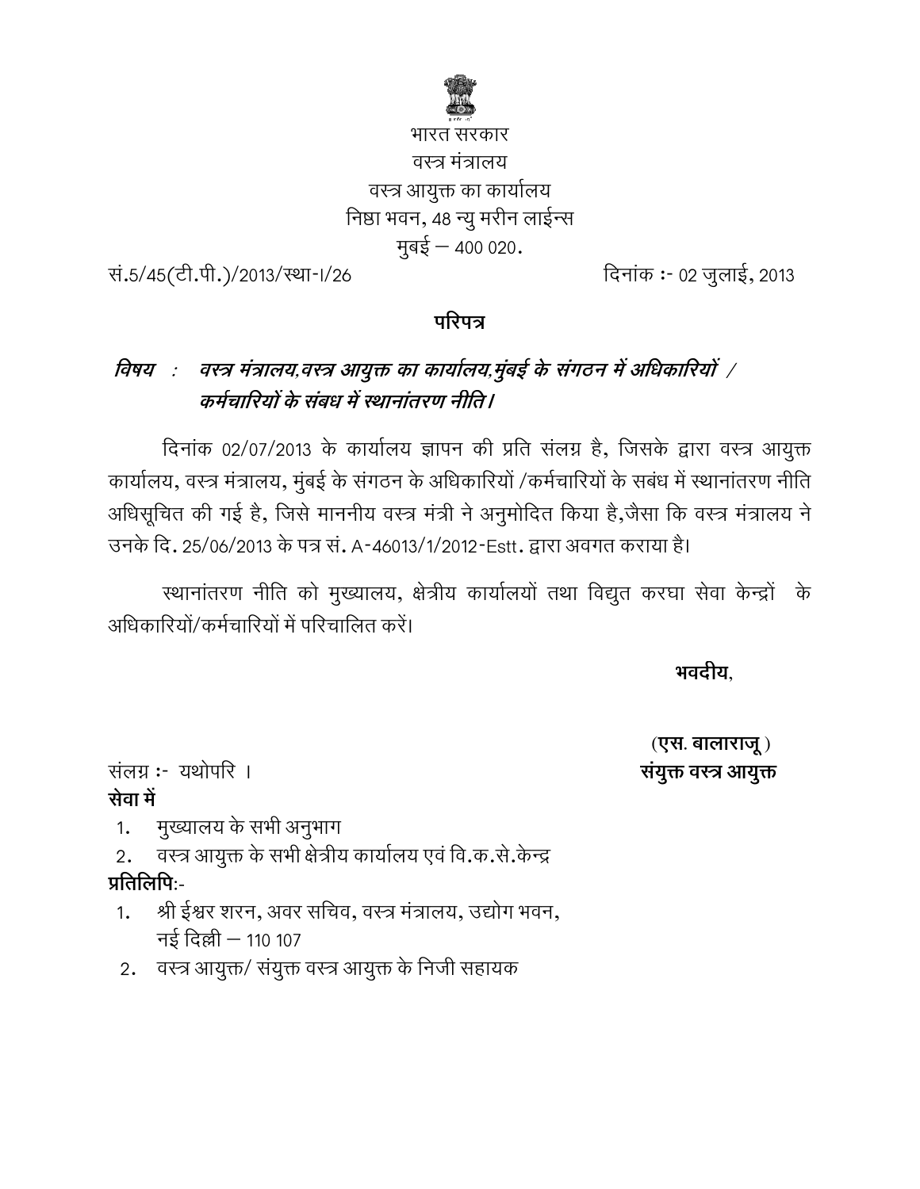भारत सरकार
वस्त्र मंत्रालय
वस्त्र आयुक्त का कार्यालय
निष्ठा भवन, 48 न्यु मरीन लाईन्स
मुबई – 400 020.

सं.5/45(टी.पी.)/2013/स्था-I/26 दिनांक :- 02 जुलाई, 2013

**परिपत्र**

***विषय : वस्त्र मंत्रालय,वस्त्र आयुक्त का कार्यालय,मुंबई के संगठन में अधिकारियों / कर्मचारियों के संबध में स्थानांतरण नीति।***

दिनांक 02/07/2013 के कार्यालय ज्ञापन की प्रति संलग्न है, जिसके द्वारा वस्त्र आयुक्त कार्यालय, वस्त्र मंत्रालय, मुंबई के संगठन के अधिकारियों /कर्मचारियों के सबंध में स्थानांतरण नीति अधिसूचित की गई है, जिसे माननीय वस्त्र मंत्री ने अनुमोदित किया है,जैसा कि वस्त्र मंत्रालय ने उनके दि. 25/06/2013 के पत्र सं. A-46013/1/2012-Estt. द्वारा अवगत कराया है।

स्थानांतरण नीति को मुख्यालय, क्षेत्रीय कार्यालयों तथा विद्युत करघा सेवा केन्द्रों के अधिकारियों/कर्मचारियों में परिचालित करें।

**भवदीय,**

**(एस. बालाराजू )**
**संयुक्त वस्त्र आयुक्त**

संलग्न :- यथोपरि ।

**सेवा में**

1. मुख्यालय के सभी अनुभाग
2. वस्त्र आयुक्त के सभी क्षेत्रीय कार्यालय एवं वि.क.से.केन्द्र

**प्रतिलिपि:-**

1. श्री ईश्वर शरन, अवर सचिव, वस्त्र मंत्रालय, उद्योग भवन, नई दिल्ली – 110 107
2. वस्त्र आयुक्त/ संयुक्त वस्त्र आयुक्त के निजी सहायक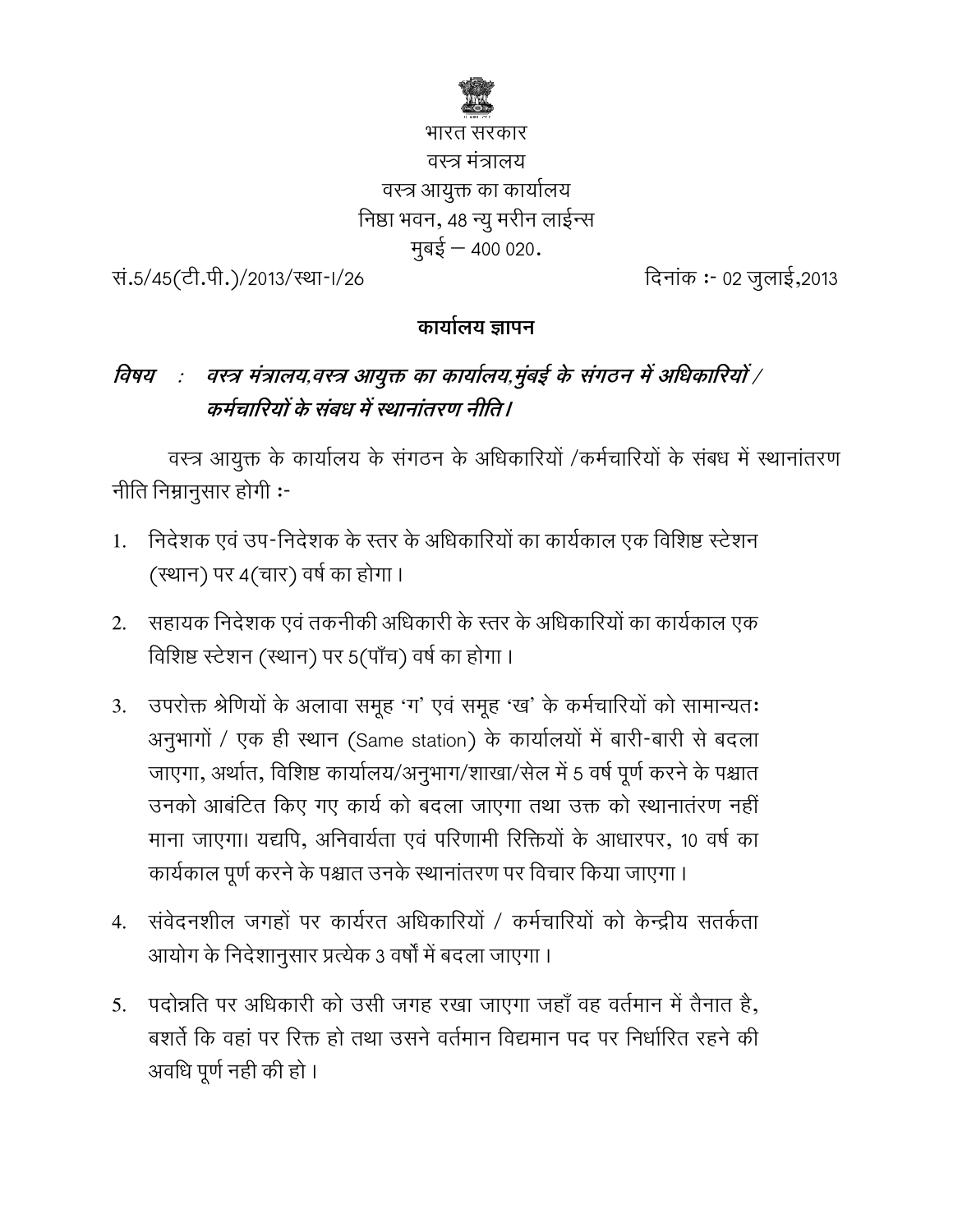भारत सरकार
वस्त्र मंत्रालय
वस्त्र आयुक्त का कार्यालय
निष्ठा भवन, 48 न्यु मरीन लाईन्स
मुबई – 400 020.

सं.5/45(टी.पी.)/2013/स्था-I/26 दिनांक :- 02 जुलाई,2013

**कार्यालय ज्ञापन**

***विषय : वस्त्र मंत्रालय,वस्त्र आयुक्त का कार्यालय,मुंबई के संगठन में अधिकारियों / कर्मचारियों के संबध में स्थानांतरण नीति।***

वस्त्र आयुक्त के कार्यालय के संगठन के अधिकारियों /कर्मचारियों के संबध में स्थानांतरण नीति निम्नानुसार होगी :-

1. निदेशक एवं उप-निदेशक के स्तर के अधिकारियों का कार्यकाल एक विशिष्ट स्टेशन (स्थान) पर 4(चार) वर्ष का होगा।

2. सहायक निदेशक एवं तकनीकी अधिकारी के स्तर के अधिकारियों का कार्यकाल एक विशिष्ट स्टेशन (स्थान) पर 5(पाँच) वर्ष का होगा।

3. उपरोक्त श्रेणियों के अलावा समूह 'ग' एवं समूह 'ख' के कर्मचारियों को सामान्यतः अनुभागों / एक ही स्थान (Same station) के कार्यालयों में बारी-बारी से बदला जाएगा, अर्थात, विशिष्ट कार्यालय/अनुभाग/शाखा/सेल में 5 वर्ष पूर्ण करने के पश्चात उनको आबंटित किए गए कार्य को बदला जाएगा तथा उक्त को स्थानातंरण नहीं माना जाएगा। यद्यपि, अनिवार्यता एवं परिणामी रिक्तियों के आधारपर, 10 वर्ष का कार्यकाल पूर्ण करने के पश्चात उनके स्थानांतरण पर विचार किया जाएगा।

4. संवेदनशील जगहों पर कार्यरत अधिकारियों / कर्मचारियों को केन्द्रीय सतर्कता आयोग के निदेशानुसार प्रत्येक 3 वर्षो में बदला जाएगा।

5. पदोन्नति पर अधिकारी को उसी जगह रखा जाएगा जहाँ वह वर्तमान में तैनात है, बशर्ते कि वहां पर रिक्त हो तथा उसने वर्तमान विद्यमान पद पर निर्धारित रहने की अवधि पूर्ण नही की हो।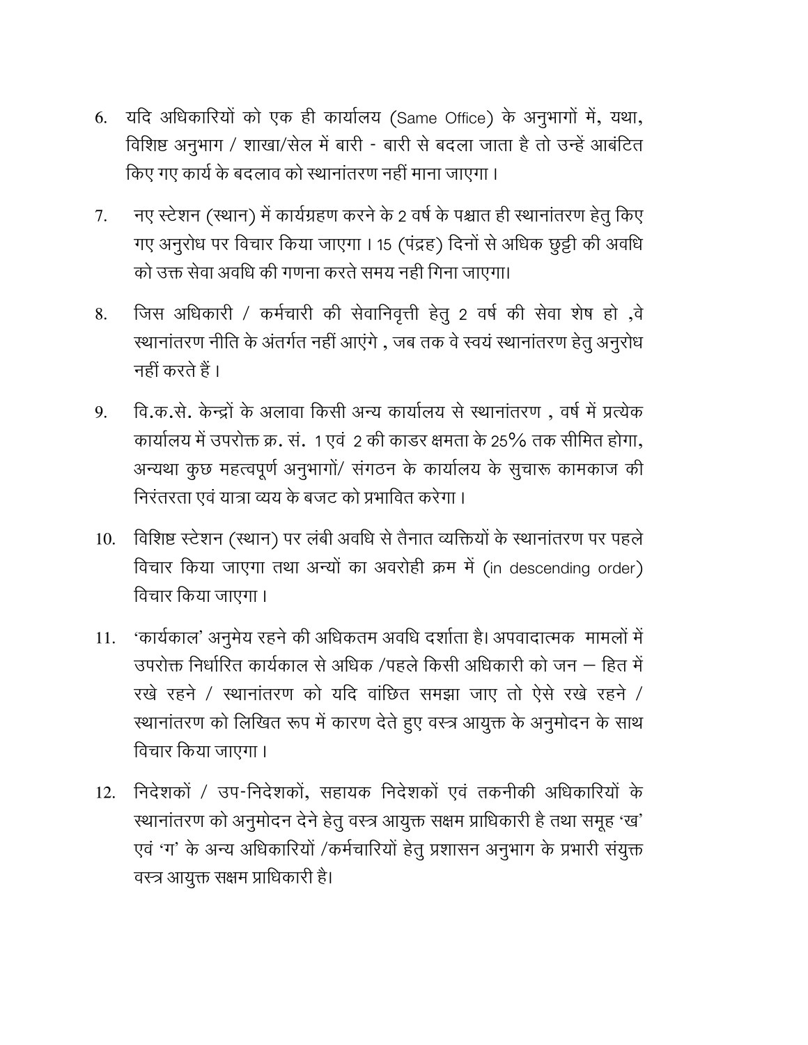6. यदि अधिकारियों को एक ही कार्यालय (Same Office) के अनुभागों में, यथा, विशिष्ट अनुभाग / शाखा/सेल में बारी - बारी से बदला जाता है तो उन्हें आबंटित किए गए कार्य के बदलाव को स्थानांतरण नहीं माना जाएगा।

7. नए स्टेशन (स्थान) में कार्यग्रहण करने के 2 वर्ष के पश्चात ही स्थानांतरण हेतु किए गए अनुरोध पर विचार किया जाएगा। 15 (पंद्रह) दिनों से अधिक छुट्टी की अवधि को उक्त सेवा अवधि की गणना करते समय नही गिना जाएगा।

8. जिस अधिकारी / कर्मचारी की सेवानिवृत्ती हेतु 2 वर्ष की सेवा शेष हो ,वे स्थानांतरण नीति के अंतर्गत नहीं आएंगे , जब तक वे स्वयं स्थानांतरण हेतु अनुरोध नहीं करते हैं।

9. वि.क.से. केन्द्रों के अलावा किसी अन्य कार्यालय से स्थानांतरण , वर्ष में प्रत्येक कार्यालय में उपरोक्त क्र. सं. 1 एवं 2 की काडर क्षमता के 25% तक सीमित होगा, अन्यथा कुछ महत्वपूर्ण अनुभागों/ संगठन के कार्यालय के सुचारू कामकाज की निरंतरता एवं यात्रा व्यय के बजट को प्रभावित करेगा।

10. विशिष्ट स्टेशन (स्थान) पर लंबी अवधि से तैनात व्यक्तियों के स्थानांतरण पर पहले विचार किया जाएगा तथा अन्यों का अवरोही क्रम में (in descending order) विचार किया जाएगा।

11. 'कार्यकाल' अनुमेय रहने की अधिकतम अवधि दर्शाता है। अपवादात्मक मामलों में उपरोक्त निर्धारित कार्यकाल से अधिक /पहले किसी अधिकारी को जन – हित में रखे रहने / स्थानांतरण को यदि वांछित समझा जाए तो ऐसे रखे रहने / स्थानांतरण को लिखित रूप में कारण देते हुए वस्त्र आयुक्त के अनुमोदन के साथ विचार किया जाएगा।

12. निदेशकों / उप-निदेशकों, सहायक निदेशकों एवं तकनीकी अधिकारियों के स्थानांतरण को अनुमोदन देने हेतु वस्त्र आयुक्त सक्षम प्राधिकारी है तथा समूह 'ख' एवं 'ग' के अन्य अधिकारियों /कर्मचारियों हेतु प्रशासन अनुभाग के प्रभारी संयुक्त वस्त्र आयुक्त सक्षम प्राधिकारी है।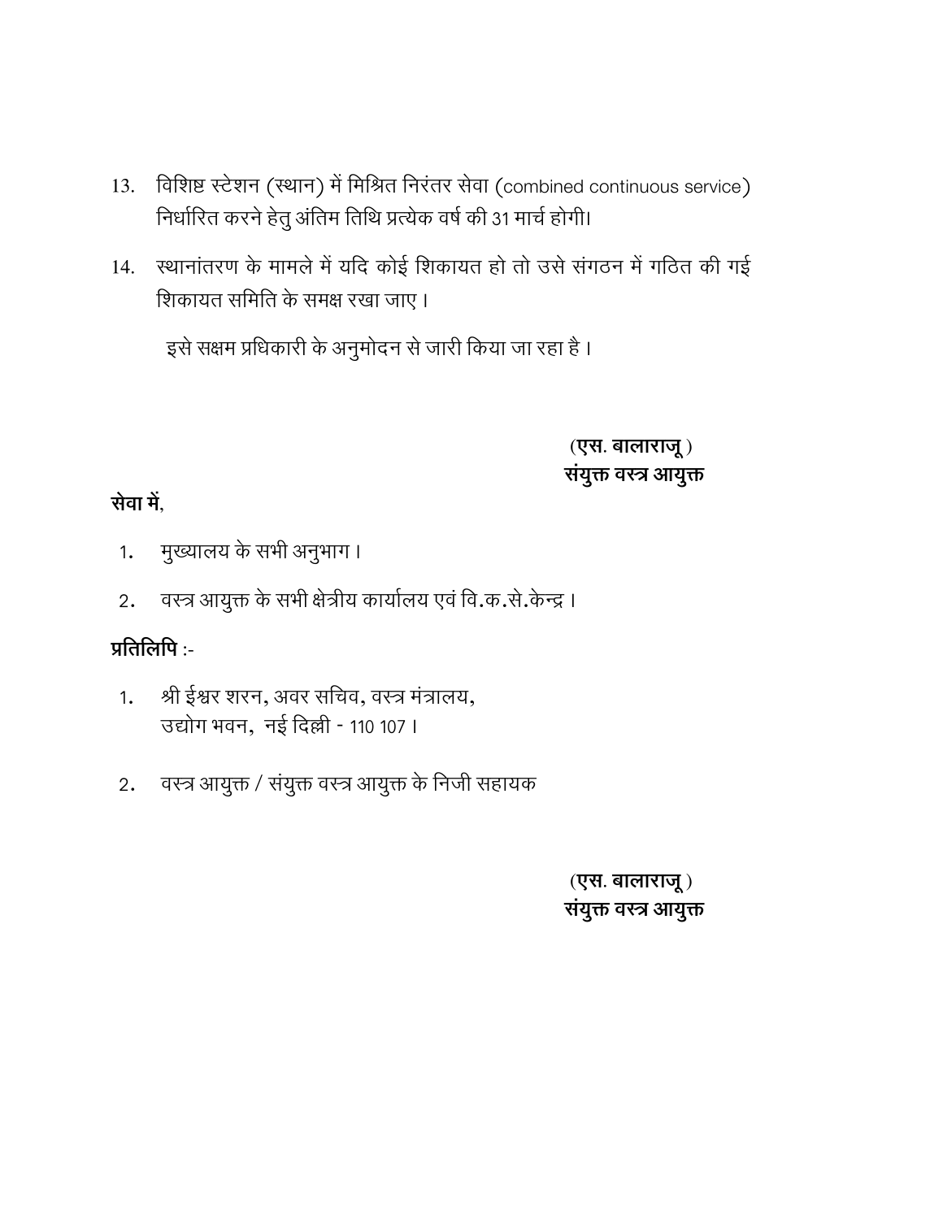13. विशिष्ट स्टेशन (स्थान) में मिश्रित निरंतर सेवा (combined continuous service) निर्धारित करने हेतु अंतिम तिथि प्रत्येक वर्ष की 31 मार्च होगी।

14. स्थानांतरण के मामले में यदि कोई शिकायत हो तो उसे संगठन में गठित की गई शिकायत समिति के समक्ष रखा जाए।

इसे सक्षम प्रधिकारी के अनुमोदन से जारी किया जा रहा है।

**(एस. बालाराजू)**
**संयुक्त वस्त्र आयुक्त**

**सेवा में,**

1. मुख्यालय के सभी अनुभाग।
2. वस्त्र आयुक्त के सभी क्षेत्रीय कार्यालय एवं वि.क.से.केन्द्र।

**प्रतिलिपि** :-

1. श्री ईश्वर शरन, अवर सचिव, वस्त्र मंत्रालय,
   उद्योग भवन, नई दिल्ली - 110 107।
2. वस्त्र आयुक्त / संयुक्त वस्त्र आयुक्त के निजी सहायक

**(एस. बालाराजू)**
**संयुक्त वस्त्र आयुक्त**